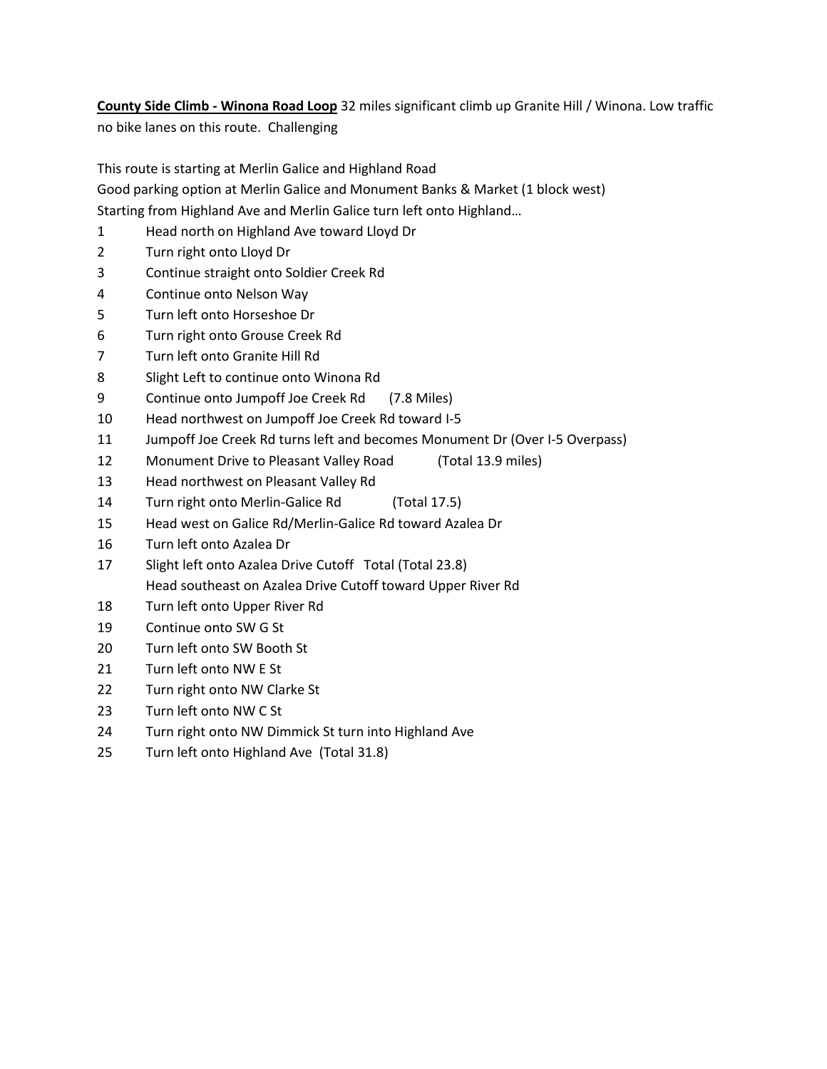**County Side Climb - Winona Road Loop** 32 miles significant climb up Granite Hill / Winona. Low traffic no bike lanes on this route. Challenging

This route is starting at Merlin Galice and Highland Road
Good parking option at Merlin Galice and Monument Banks & Market (1 block west)
Starting from Highland Ave and Merlin Galice turn left onto Highland…

1. Head north on Highland Ave toward Lloyd Dr
2. Turn right onto Lloyd Dr
3. Continue straight onto Soldier Creek Rd
4. Continue onto Nelson Way
5. Turn left onto Horseshoe Dr
6. Turn right onto Grouse Creek Rd
7. Turn left onto Granite Hill Rd
8. Slight Left to continue onto Winona Rd
9. Continue onto Jumpoff Joe Creek Rd (7.8 Miles)
10. Head northwest on Jumpoff Joe Creek Rd toward I-5
11. Jumpoff Joe Creek Rd turns left and becomes Monument Dr (Over I-5 Overpass)
12. Monument Drive to Pleasant Valley Road (Total 13.9 miles)
13. Head northwest on Pleasant Valley Rd
14. Turn right onto Merlin-Galice Rd (Total 17.5)
15. Head west on Galice Rd/Merlin-Galice Rd toward Azalea Dr
16. Turn left onto Azalea Dr
17. Slight left onto Azalea Drive Cutoff Total (Total 23.8)
    Head southeast on Azalea Drive Cutoff toward Upper River Rd
18. Turn left onto Upper River Rd
19. Continue onto SW G St
20. Turn left onto SW Booth St
21. Turn left onto NW E St
22. Turn right onto NW Clarke St
23. Turn left onto NW C St
24. Turn right onto NW Dimmick St turn into Highland Ave
25. Turn left onto Highland Ave (Total 31.8)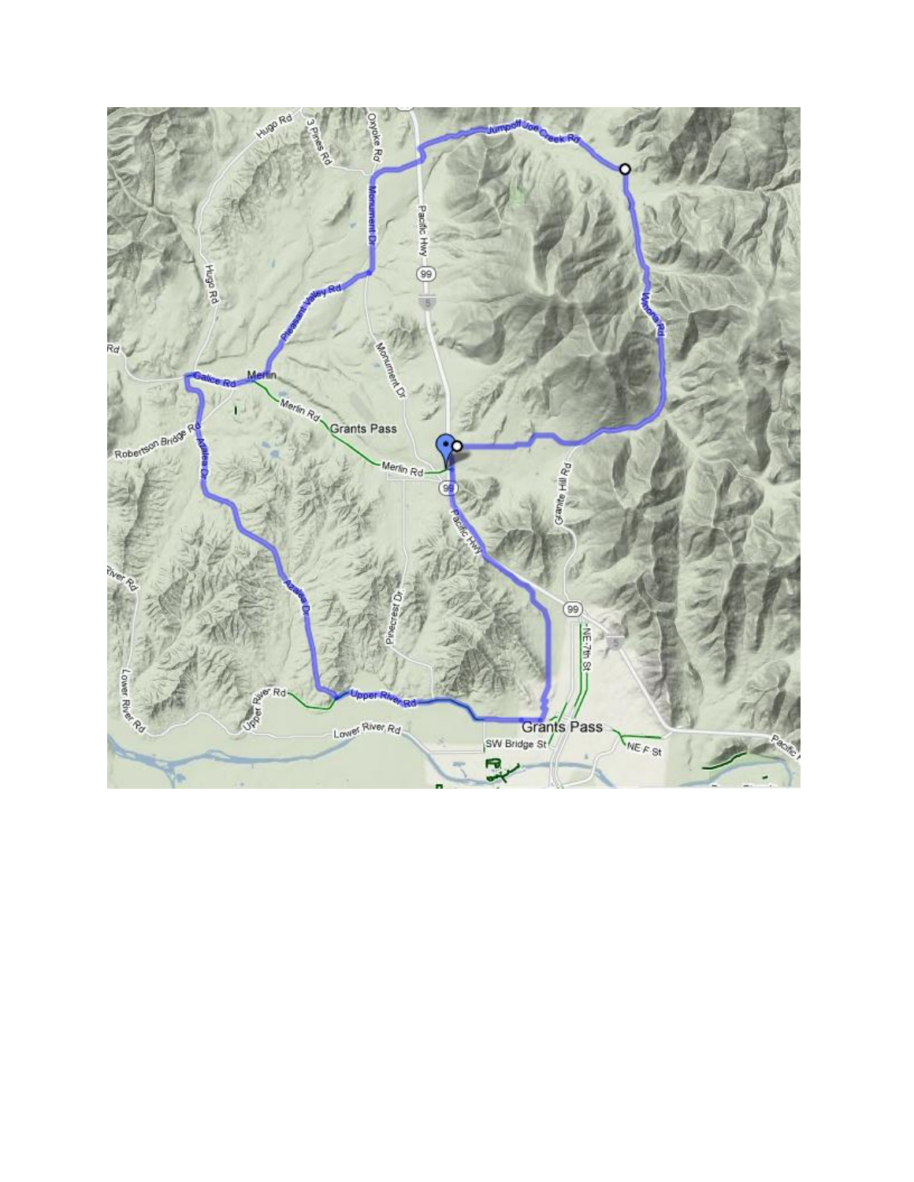Hugo Rd
3 Pines Rd
Oxyoke Rd
Jumpoff Joe Creek Rd
Monument Dr
Pacific Hwy
99
5
Hugo Rd
Pleasant Valley Rd
Wynona Rd
Monument Dr
Rd
Galice Rd
Merlin
Merlin Rd
Grants Pass
Robertson Bridge Rd
Azalea Dr
Merlin Rd
99
Granite Hill Rd
Pacific Hwy
River Rd
99
Azalea Dr
Pinecrest Dr
NE 7th St
5
Lower River Rd
Upper River Rd
Upper River Rd
Lower River Rd
Grants Pass
SW Bridge St
NE F St
Pacific H